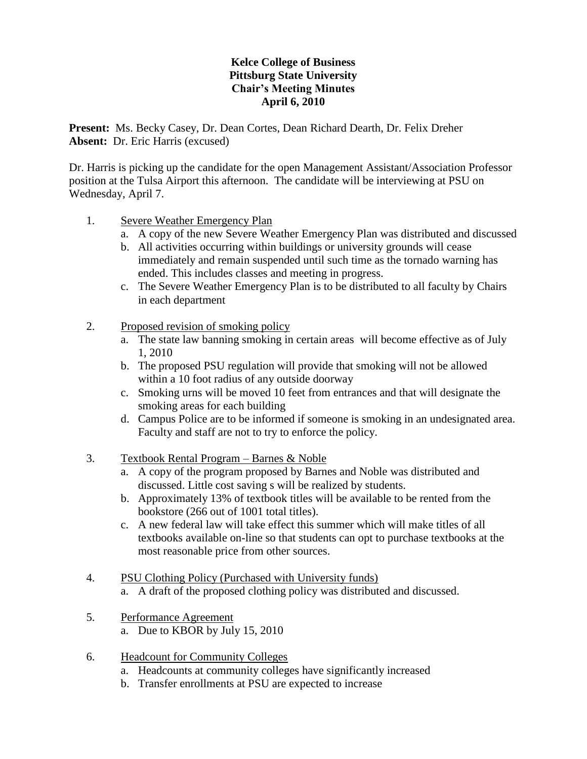**Kelce College of Business**
**Pittsburg State University**
**Chair's Meeting Minutes**
**April 6, 2010**

**Present:** Ms. Becky Casey, Dr. Dean Cortes, Dean Richard Dearth, Dr. Felix Dreher
**Absent:** Dr. Eric Harris (excused)

Dr. Harris is picking up the candidate for the open Management Assistant/Association Professor position at the Tulsa Airport this afternoon. The candidate will be interviewing at PSU on Wednesday, April 7.

1. <u>Severe Weather Emergency Plan</u>
   a. A copy of the new Severe Weather Emergency Plan was distributed and discussed
   b. All activities occurring within buildings or university grounds will cease immediately and remain suspended until such time as the tornado warning has ended. This includes classes and meeting in progress.
   c. The Severe Weather Emergency Plan is to be distributed to all faculty by Chairs in each department

2. <u>Proposed revision of smoking policy</u>
   a. The state law banning smoking in certain areas will become effective as of July 1, 2010
   b. The proposed PSU regulation will provide that smoking will not be allowed within a 10 foot radius of any outside doorway
   c. Smoking urns will be moved 10 feet from entrances and that will designate the smoking areas for each building
   d. Campus Police are to be informed if someone is smoking in an undesignated area. Faculty and staff are not to try to enforce the policy.

3. <u>Textbook Rental Program – Barnes & Noble</u>
   a. A copy of the program proposed by Barnes and Noble was distributed and discussed. Little cost saving s will be realized by students.
   b. Approximately 13% of textbook titles will be available to be rented from the bookstore (266 out of 1001 total titles).
   c. A new federal law will take effect this summer which will make titles of all textbooks available on-line so that students can opt to purchase textbooks at the most reasonable price from other sources.

4. <u>PSU Clothing Policy (Purchased with University funds)</u>
   a. A draft of the proposed clothing policy was distributed and discussed.

5. <u>Performance Agreement</u>
   a. Due to KBOR by July 15, 2010

6. <u>Headcount for Community Colleges</u>
   a. Headcounts at community colleges have significantly increased
   b. Transfer enrollments at PSU are expected to increase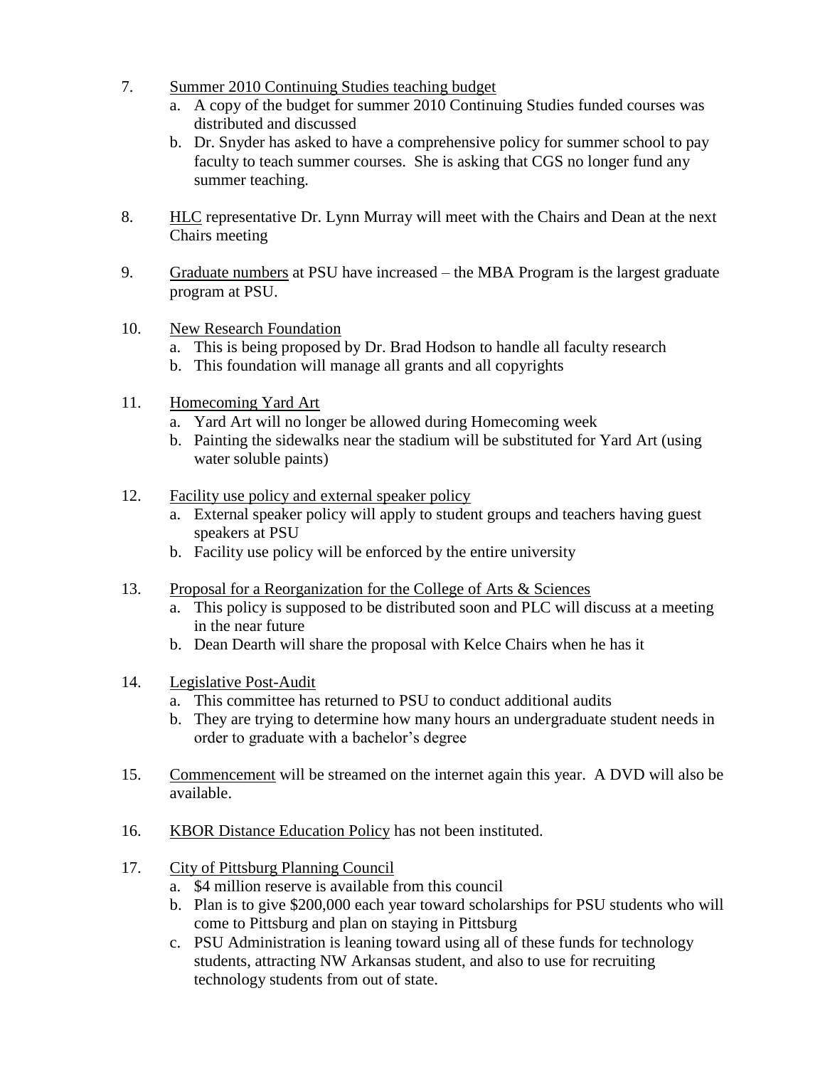7. Summer 2010 Continuing Studies teaching budget
   a. A copy of the budget for summer 2010 Continuing Studies funded courses was distributed and discussed
   b. Dr. Snyder has asked to have a comprehensive policy for summer school to pay faculty to teach summer courses. She is asking that CGS no longer fund any summer teaching.

8. HLC representative Dr. Lynn Murray will meet with the Chairs and Dean at the next Chairs meeting

9. Graduate numbers at PSU have increased – the MBA Program is the largest graduate program at PSU.

10. New Research Foundation
    a. This is being proposed by Dr. Brad Hodson to handle all faculty research
    b. This foundation will manage all grants and all copyrights

11. Homecoming Yard Art
    a. Yard Art will no longer be allowed during Homecoming week
    b. Painting the sidewalks near the stadium will be substituted for Yard Art (using water soluble paints)

12. Facility use policy and external speaker policy
    a. External speaker policy will apply to student groups and teachers having guest speakers at PSU
    b. Facility use policy will be enforced by the entire university

13. Proposal for a Reorganization for the College of Arts & Sciences
    a. This policy is supposed to be distributed soon and PLC will discuss at a meeting in the near future
    b. Dean Dearth will share the proposal with Kelce Chairs when he has it

14. Legislative Post-Audit
    a. This committee has returned to PSU to conduct additional audits
    b. They are trying to determine how many hours an undergraduate student needs in order to graduate with a bachelor's degree

15. Commencement will be streamed on the internet again this year. A DVD will also be available.

16. KBOR Distance Education Policy has not been instituted.

17. City of Pittsburg Planning Council
    a. $4 million reserve is available from this council
    b. Plan is to give $200,000 each year toward scholarships for PSU students who will come to Pittsburg and plan on staying in Pittsburg
    c. PSU Administration is leaning toward using all of these funds for technology students, attracting NW Arkansas student, and also to use for recruiting technology students from out of state.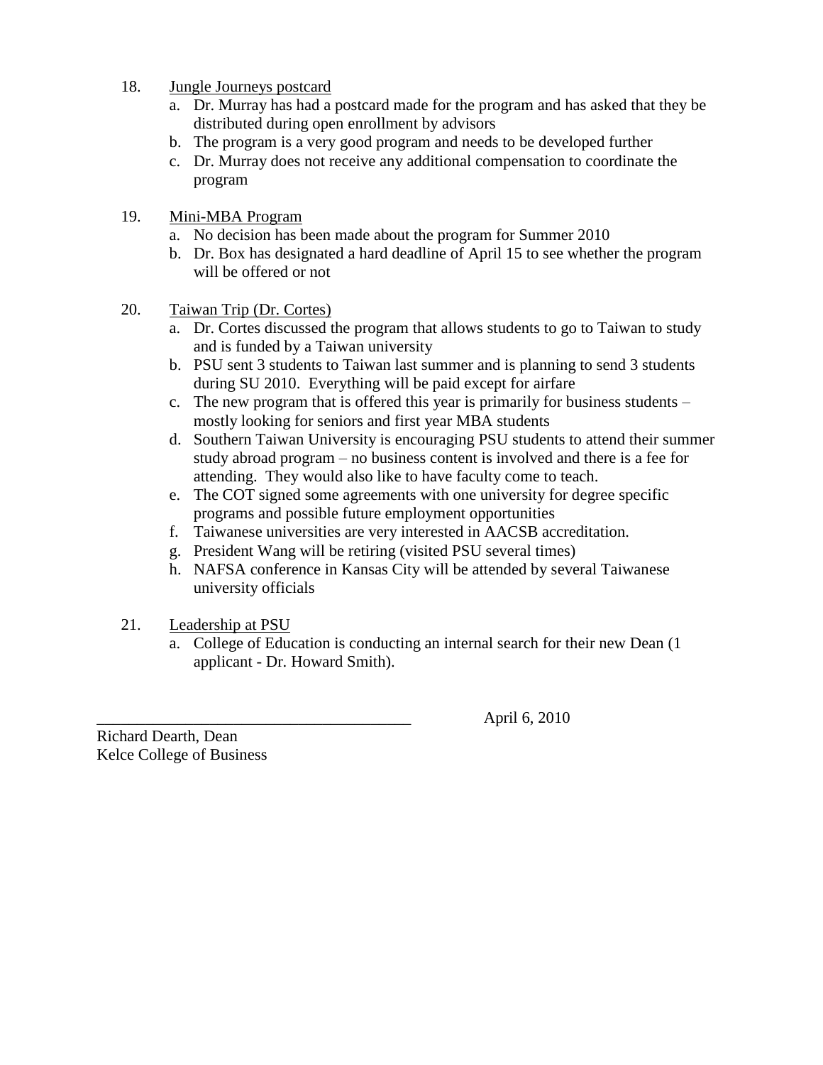18. <u>Jungle Journeys postcard</u>
    a. Dr. Murray has had a postcard made for the program and has asked that they be distributed during open enrollment by advisors
    b. The program is a very good program and needs to be developed further
    c. Dr. Murray does not receive any additional compensation to coordinate the program

19. <u>Mini-MBA Program</u>
    a. No decision has been made about the program for Summer 2010
    b. Dr. Box has designated a hard deadline of April 15 to see whether the program will be offered or not

20. <u>Taiwan Trip (Dr. Cortes)</u>
    a. Dr. Cortes discussed the program that allows students to go to Taiwan to study and is funded by a Taiwan university
    b. PSU sent 3 students to Taiwan last summer and is planning to send 3 students during SU 2010. Everything will be paid except for airfare
    c. The new program that is offered this year is primarily for business students – mostly looking for seniors and first year MBA students
    d. Southern Taiwan University is encouraging PSU students to attend their summer study abroad program – no business content is involved and there is a fee for attending. They would also like to have faculty come to teach.
    e. The COT signed some agreements with one university for degree specific programs and possible future employment opportunities
    f. Taiwanese universities are very interested in AACSB accreditation.
    g. President Wang will be retiring (visited PSU several times)
    h. NAFSA conference in Kansas City will be attended by several Taiwanese university officials

21. <u>Leadership at PSU</u>
    a. College of Education is conducting an internal search for their new Dean (1 applicant - Dr. Howard Smith).

\_\_\_\_\_\_\_\_\_\_\_\_\_\_\_\_\_\_\_\_\_\_\_\_\_\_\_\_\_\_\_\_\_\_\_\_\_\_\_\_ April 6, 2010

Richard Dearth, Dean
Kelce College of Business